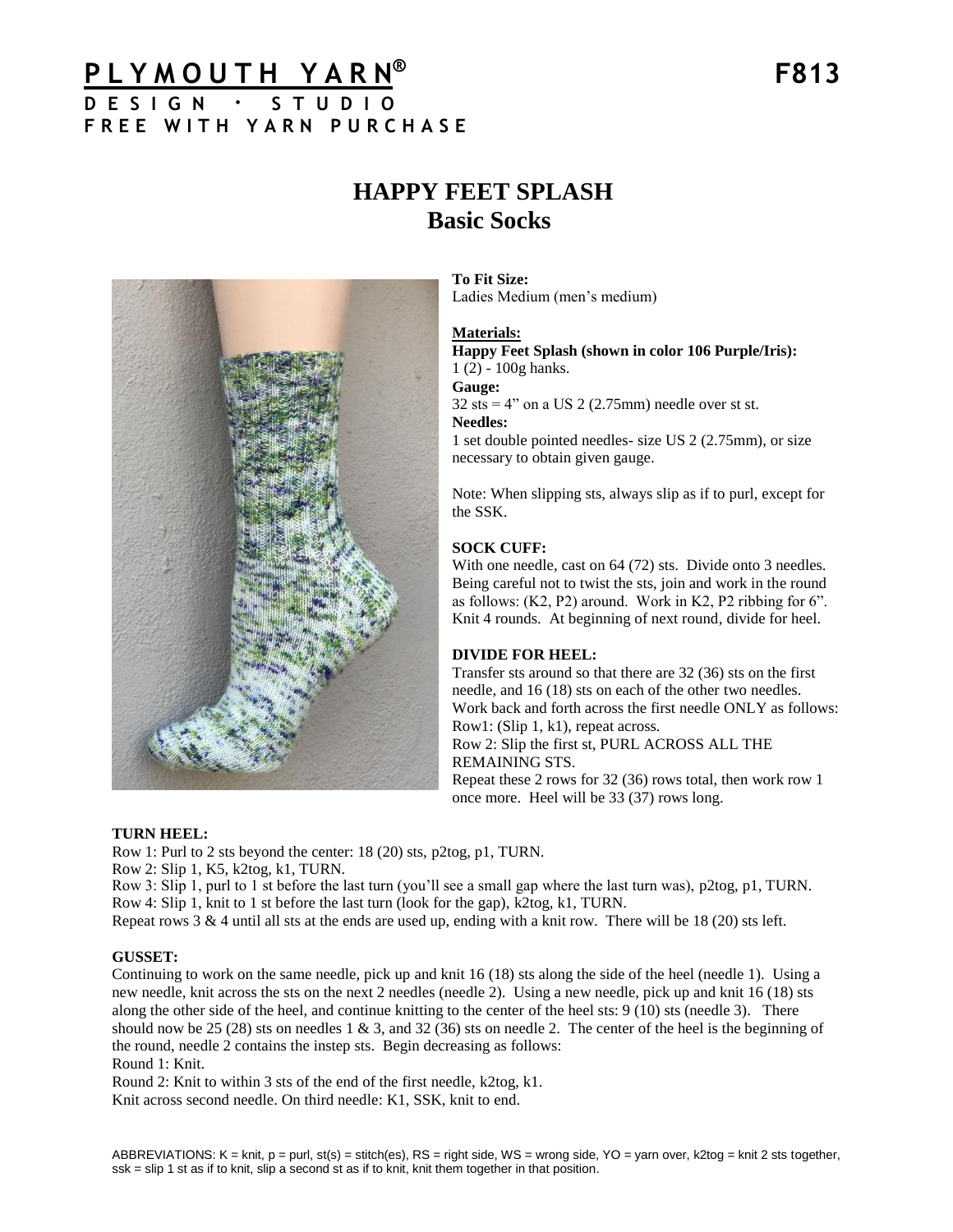# PLYMOUTH YARN®

**DESIGN · STUDIO**
**FREE WITH YARN PURCHASE**

**F813**

## HAPPY FEET SPLASH
## Basic Socks

**To Fit Size:**
Ladies Medium (men's medium)

**Materials:**
**Happy Feet Splash (shown in color 106 Purple/Iris):**
1 (2) - 100g hanks.
**Gauge:**
32 sts = 4" on a US 2 (2.75mm) needle over st st.
**Needles:**
1 set double pointed needles- size US 2 (2.75mm), or size necessary to obtain given gauge.

Note: When slipping sts, always slip as if to purl, except for the SSK.

**SOCK CUFF:**
With one needle, cast on 64 (72) sts. Divide onto 3 needles. Being careful not to twist the sts, join and work in the round as follows: (K2, P2) around. Work in K2, P2 ribbing for 6". Knit 4 rounds. At beginning of next round, divide for heel.

**DIVIDE FOR HEEL:**
Transfer sts around so that there are 32 (36) sts on the first needle, and 16 (18) sts on each of the other two needles. Work back and forth across the first needle ONLY as follows:
Row1: (Slip 1, k1), repeat across.
Row 2: Slip the first st, PURL ACROSS ALL THE REMAINING STS.
Repeat these 2 rows for 32 (36) rows total, then work row 1 once more. Heel will be 33 (37) rows long.

**TURN HEEL:**
Row 1: Purl to 2 sts beyond the center: 18 (20) sts, p2tog, p1, TURN.
Row 2: Slip 1, K5, k2tog, k1, TURN.
Row 3: Slip 1, purl to 1 st before the last turn (you'll see a small gap where the last turn was), p2tog, p1, TURN.
Row 4: Slip 1, knit to 1 st before the last turn (look for the gap), k2tog, k1, TURN.
Repeat rows 3 & 4 until all sts at the ends are used up, ending with a knit row. There will be 18 (20) sts left.

**GUSSET:**
Continuing to work on the same needle, pick up and knit 16 (18) sts along the side of the heel (needle 1). Using a new needle, knit across the sts on the next 2 needles (needle 2). Using a new needle, pick up and knit 16 (18) sts along the other side of the heel, and continue knitting to the center of the heel sts: 9 (10) sts (needle 3). There should now be 25 (28) sts on needles 1 & 3, and 32 (36) sts on needle 2. The center of the heel is the beginning of the round, needle 2 contains the instep sts. Begin decreasing as follows:
Round 1: Knit.
Round 2: Knit to within 3 sts of the end of the first needle, k2tog, k1.
Knit across second needle. On third needle: K1, SSK, knit to end.

ABBREVIATIONS: K = knit, p = purl, st(s) = stitch(es), RS = right side, WS = wrong side, YO = yarn over, k2tog = knit 2 sts together, ssk = slip 1 st as if to knit, slip a second st as if to knit, knit them together in that position.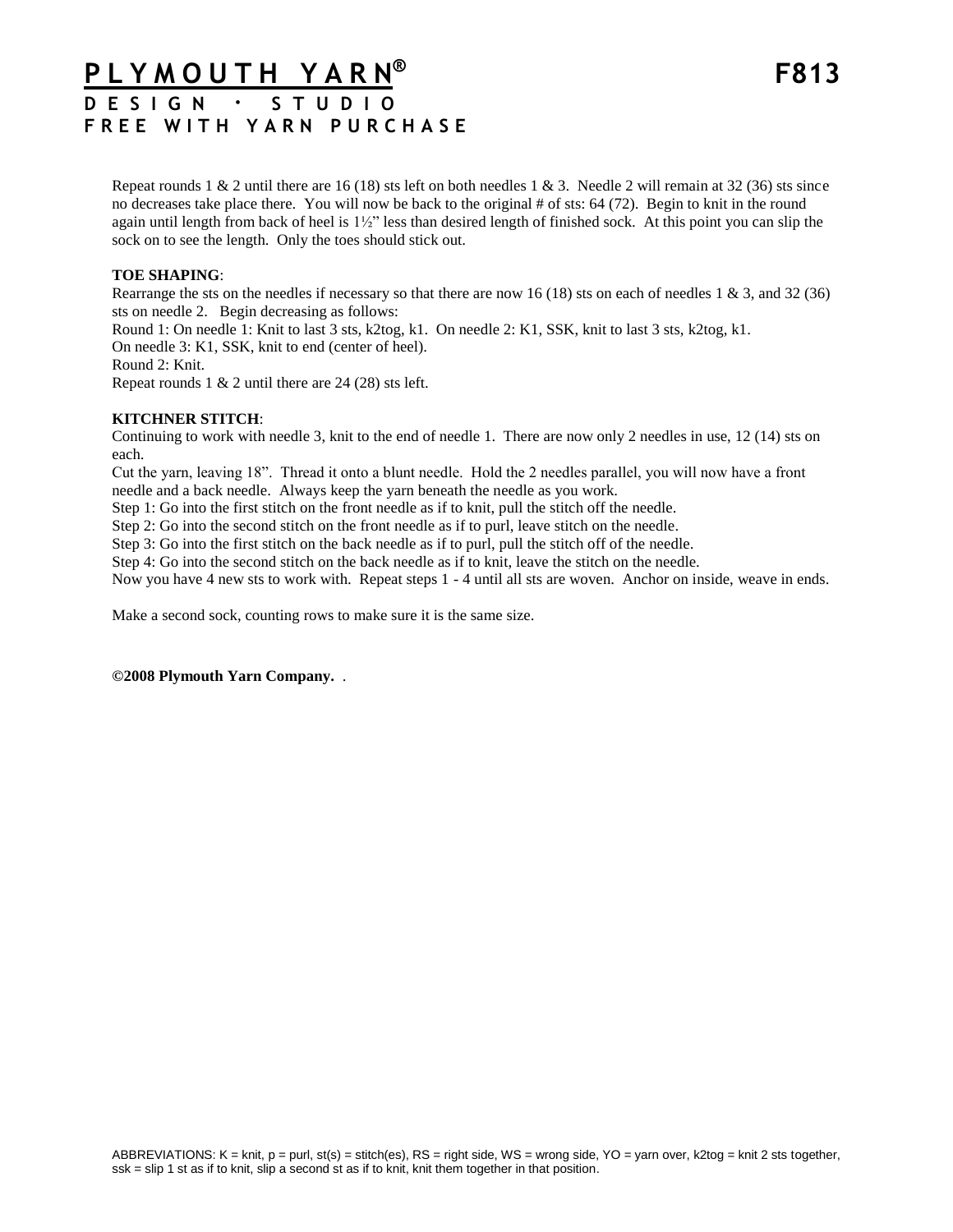Repeat rounds 1 & 2 until there are 16 (18) sts left on both needles 1 & 3. Needle 2 will remain at 32 (36) sts since no decreases take place there. You will now be back to the original # of sts: 64 (72). Begin to knit in the round again until length from back of heel is 1½" less than desired length of finished sock. At this point you can slip the sock on to see the length. Only the toes should stick out.

**TOE SHAPING**:

Rearrange the sts on the needles if necessary so that there are now 16 (18) sts on each of needles 1 & 3, and 32 (36) sts on needle 2. Begin decreasing as follows:

Round 1: On needle 1: Knit to last 3 sts, k2tog, k1. On needle 2: K1, SSK, knit to last 3 sts, k2tog, k1.
On needle 3: K1, SSK, knit to end (center of heel).

Round 2: Knit.

Repeat rounds 1 & 2 until there are 24 (28) sts left.

**KITCHNER STITCH**:

Continuing to work with needle 3, knit to the end of needle 1. There are now only 2 needles in use, 12 (14) sts on each.

Cut the yarn, leaving 18". Thread it onto a blunt needle. Hold the 2 needles parallel, you will now have a front needle and a back needle. Always keep the yarn beneath the needle as you work.

Step 1: Go into the first stitch on the front needle as if to knit, pull the stitch off the needle.
Step 2: Go into the second stitch on the front needle as if to purl, leave stitch on the needle.
Step 3: Go into the first stitch on the back needle as if to purl, pull the stitch off of the needle.
Step 4: Go into the second stitch on the back needle as if to knit, leave the stitch on the needle.
Now you have 4 new sts to work with. Repeat steps 1 - 4 until all sts are woven. Anchor on inside, weave in ends.

Make a second sock, counting rows to make sure it is the same size.

**©2008 Plymouth Yarn Company.** .

ABBREVIATIONS: K = knit, p = purl, st(s) = stitch(es), RS = right side, WS = wrong side, YO = yarn over, k2tog = knit 2 sts together, ssk = slip 1 st as if to knit, slip a second st as if to knit, knit them together in that position.